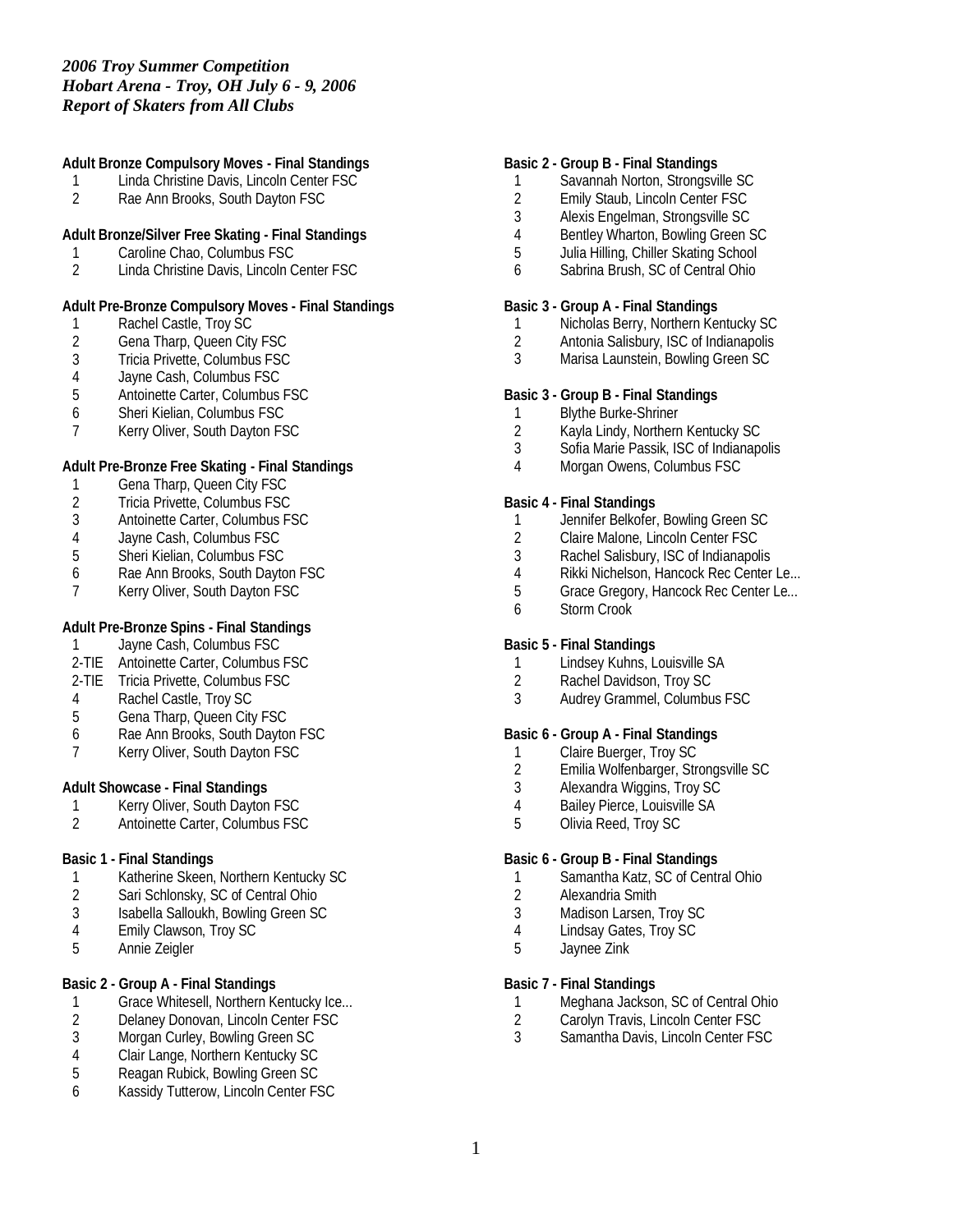*2006 Troy Summer Competition*
*Hobart Arena - Troy, OH July 6 - 9, 2006*
*Report of Skaters from All Clubs*

**Adult Bronze Compulsory Moves - Final Standings**

1 Linda Christine Davis, Lincoln Center FSC
2 Rae Ann Brooks, South Dayton FSC

**Adult Bronze/Silver Free Skating - Final Standings**

1 Caroline Chao, Columbus FSC
2 Linda Christine Davis, Lincoln Center FSC

**Adult Pre-Bronze Compulsory Moves - Final Standings**

1 Rachel Castle, Troy SC
2 Gena Tharp, Queen City FSC
3 Tricia Privette, Columbus FSC
4 Jayne Cash, Columbus FSC
5 Antoinette Carter, Columbus FSC
6 Sheri Kielian, Columbus FSC
7 Kerry Oliver, South Dayton FSC

**Adult Pre-Bronze Free Skating - Final Standings**

1 Gena Tharp, Queen City FSC
2 Tricia Privette, Columbus FSC
3 Antoinette Carter, Columbus FSC
4 Jayne Cash, Columbus FSC
5 Sheri Kielian, Columbus FSC
6 Rae Ann Brooks, South Dayton FSC
7 Kerry Oliver, South Dayton FSC

**Adult Pre-Bronze Spins - Final Standings**

1 Jayne Cash, Columbus FSC
2-TIE Antoinette Carter, Columbus FSC
2-TIE Tricia Privette, Columbus FSC
4 Rachel Castle, Troy SC
5 Gena Tharp, Queen City FSC
6 Rae Ann Brooks, South Dayton FSC
7 Kerry Oliver, South Dayton FSC

**Adult Showcase - Final Standings**

1 Kerry Oliver, South Dayton FSC
2 Antoinette Carter, Columbus FSC

**Basic 1 - Final Standings**

1 Katherine Skeen, Northern Kentucky SC
2 Sari Schlonsky, SC of Central Ohio
3 Isabella Salloukh, Bowling Green SC
4 Emily Clawson, Troy SC
5 Annie Zeigler

**Basic 2 - Group A - Final Standings**

1 Grace Whitesell, Northern Kentucky Ice...
2 Delaney Donovan, Lincoln Center FSC
3 Morgan Curley, Bowling Green SC
4 Clair Lange, Northern Kentucky SC
5 Reagan Rubick, Bowling Green SC
6 Kassidy Tutterow, Lincoln Center FSC

**Basic 2 - Group B - Final Standings**

1 Savannah Norton, Strongsville SC
2 Emily Staub, Lincoln Center FSC
3 Alexis Engelman, Strongsville SC
4 Bentley Wharton, Bowling Green SC
5 Julia Hilling, Chiller Skating School
6 Sabrina Brush, SC of Central Ohio

**Basic 3 - Group A - Final Standings**

1 Nicholas Berry, Northern Kentucky SC
2 Antonia Salisbury, ISC of Indianapolis
3 Marisa Launstein, Bowling Green SC

**Basic 3 - Group B - Final Standings**

1 Blythe Burke-Shriner
2 Kayla Lindy, Northern Kentucky SC
3 Sofia Marie Passik, ISC of Indianapolis
4 Morgan Owens, Columbus FSC

**Basic 4 - Final Standings**

1 Jennifer Belkofer, Bowling Green SC
2 Claire Malone, Lincoln Center FSC
3 Rachel Salisbury, ISC of Indianapolis
4 Rikki Nichelson, Hancock Rec Center Le...
5 Grace Gregory, Hancock Rec Center Le...
6 Storm Crook

**Basic 5 - Final Standings**

1 Lindsey Kuhns, Louisville SA
2 Rachel Davidson, Troy SC
3 Audrey Grammel, Columbus FSC

**Basic 6 - Group A - Final Standings**

1 Claire Buerger, Troy SC
2 Emilia Wolfenbarger, Strongsville SC
3 Alexandra Wiggins, Troy SC
4 Bailey Pierce, Louisville SA
5 Olivia Reed, Troy SC

**Basic 6 - Group B - Final Standings**

1 Samantha Katz, SC of Central Ohio
2 Alexandria Smith
3 Madison Larsen, Troy SC
4 Lindsay Gates, Troy SC
5 Jaynee Zink

**Basic 7 - Final Standings**

1 Meghana Jackson, SC of Central Ohio
2 Carolyn Travis, Lincoln Center FSC
3 Samantha Davis, Lincoln Center FSC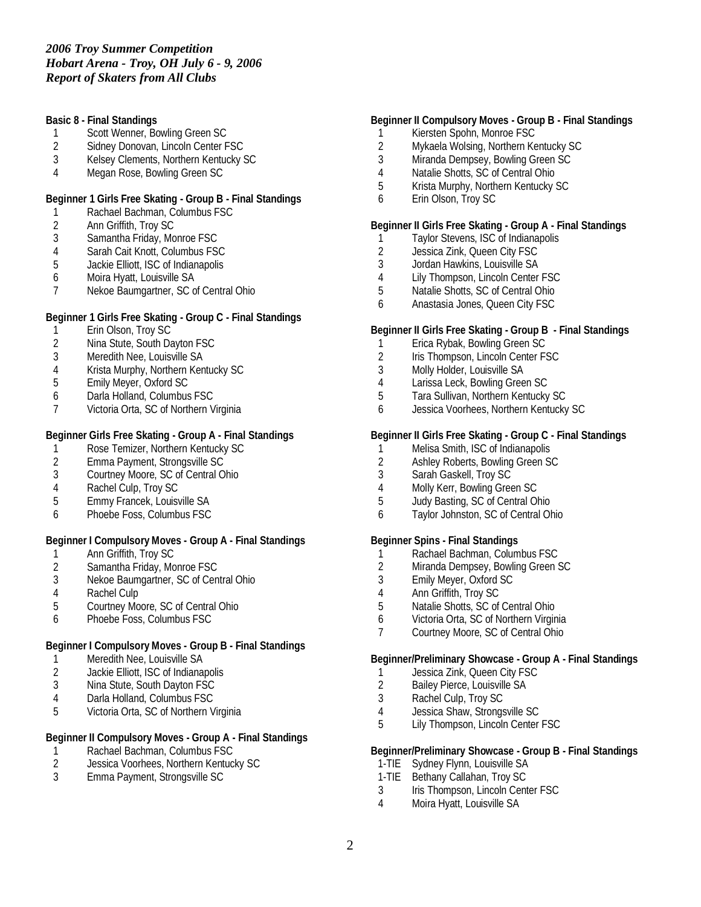*2006 Troy Summer Competition*
*Hobart Arena - Troy, OH July 6 - 9, 2006*
*Report of Skaters from All Clubs*

**Basic 8 - Final Standings**

1 Scott Wenner, Bowling Green SC
2 Sidney Donovan, Lincoln Center FSC
3 Kelsey Clements, Northern Kentucky SC
4 Megan Rose, Bowling Green SC

**Beginner 1 Girls Free Skating - Group B - Final Standings**

1 Rachael Bachman, Columbus FSC
2 Ann Griffith, Troy SC
3 Samantha Friday, Monroe FSC
4 Sarah Cait Knott, Columbus FSC
5 Jackie Elliott, ISC of Indianapolis
6 Moira Hyatt, Louisville SA
7 Nekoe Baumgartner, SC of Central Ohio

**Beginner 1 Girls Free Skating - Group C - Final Standings**

1 Erin Olson, Troy SC
2 Nina Stute, South Dayton FSC
3 Meredith Nee, Louisville SA
4 Krista Murphy, Northern Kentucky SC
5 Emily Meyer, Oxford SC
6 Darla Holland, Columbus FSC
7 Victoria Orta, SC of Northern Virginia

**Beginner Girls Free Skating - Group A - Final Standings**

1 Rose Temizer, Northern Kentucky SC
2 Emma Payment, Strongsville SC
3 Courtney Moore, SC of Central Ohio
4 Rachel Culp, Troy SC
5 Emmy Francek, Louisville SA
6 Phoebe Foss, Columbus FSC

**Beginner I Compulsory Moves - Group A - Final Standings**

1 Ann Griffith, Troy SC
2 Samantha Friday, Monroe FSC
3 Nekoe Baumgartner, SC of Central Ohio
4 Rachel Culp
5 Courtney Moore, SC of Central Ohio
6 Phoebe Foss, Columbus FSC

**Beginner I Compulsory Moves - Group B - Final Standings**

1 Meredith Nee, Louisville SA
2 Jackie Elliott, ISC of Indianapolis
3 Nina Stute, South Dayton FSC
4 Darla Holland, Columbus FSC
5 Victoria Orta, SC of Northern Virginia

**Beginner II Compulsory Moves - Group A - Final Standings**

1 Rachael Bachman, Columbus FSC
2 Jessica Voorhees, Northern Kentucky SC
3 Emma Payment, Strongsville SC

**Beginner II Compulsory Moves - Group B - Final Standings**

1 Kiersten Spohn, Monroe FSC
2 Mykaela Wolsing, Northern Kentucky SC
3 Miranda Dempsey, Bowling Green SC
4 Natalie Shotts, SC of Central Ohio
5 Krista Murphy, Northern Kentucky SC
6 Erin Olson, Troy SC

**Beginner II Girls Free Skating - Group A - Final Standings**

1 Taylor Stevens, ISC of Indianapolis
2 Jessica Zink, Queen City FSC
3 Jordan Hawkins, Louisville SA
4 Lily Thompson, Lincoln Center FSC
5 Natalie Shotts, SC of Central Ohio
6 Anastasia Jones, Queen City FSC

**Beginner II Girls Free Skating - Group B - Final Standings**

1 Erica Rybak, Bowling Green SC
2 Iris Thompson, Lincoln Center FSC
3 Molly Holder, Louisville SA
4 Larissa Leck, Bowling Green SC
5 Tara Sullivan, Northern Kentucky SC
6 Jessica Voorhees, Northern Kentucky SC

**Beginner II Girls Free Skating - Group C - Final Standings**

1 Melisa Smith, ISC of Indianapolis
2 Ashley Roberts, Bowling Green SC
3 Sarah Gaskell, Troy SC
4 Molly Kerr, Bowling Green SC
5 Judy Basting, SC of Central Ohio
6 Taylor Johnston, SC of Central Ohio

**Beginner Spins - Final Standings**

1 Rachael Bachman, Columbus FSC
2 Miranda Dempsey, Bowling Green SC
3 Emily Meyer, Oxford SC
4 Ann Griffith, Troy SC
5 Natalie Shotts, SC of Central Ohio
6 Victoria Orta, SC of Northern Virginia
7 Courtney Moore, SC of Central Ohio

**Beginner/Preliminary Showcase - Group A - Final Standings**

1 Jessica Zink, Queen City FSC
2 Bailey Pierce, Louisville SA
3 Rachel Culp, Troy SC
4 Jessica Shaw, Strongsville SC
5 Lily Thompson, Lincoln Center FSC

**Beginner/Preliminary Showcase - Group B - Final Standings**

1-TIE Sydney Flynn, Louisville SA
1-TIE Bethany Callahan, Troy SC
3 Iris Thompson, Lincoln Center FSC
4 Moira Hyatt, Louisville SA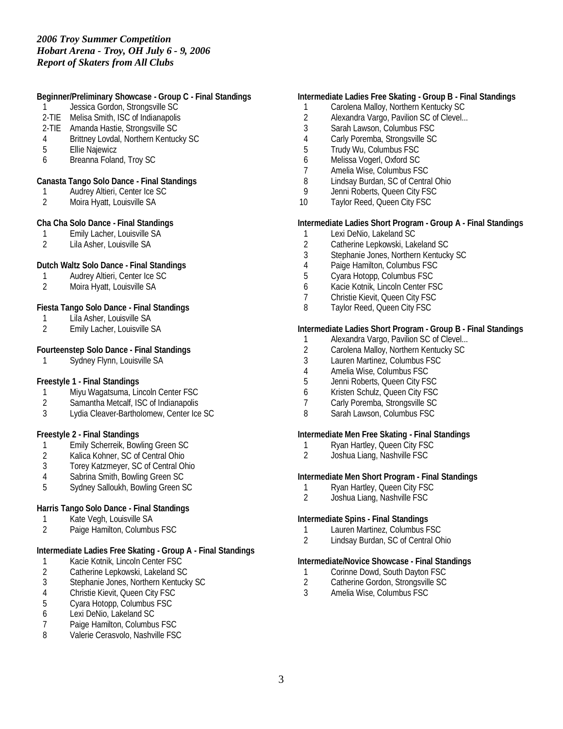*2006 Troy Summer Competition*
*Hobart Arena - Troy, OH July 6 - 9, 2006*
*Report of Skaters from All Clubs*

**Beginner/Preliminary Showcase - Group C - Final Standings**

1 Jessica Gordon, Strongsville SC
2-TIE Melisa Smith, ISC of Indianapolis
2-TIE Amanda Hastie, Strongsville SC
4 Brittney Lovdal, Northern Kentucky SC
5 Ellie Najewicz
6 Breanna Foland, Troy SC

**Canasta Tango Solo Dance - Final Standings**

1 Audrey Altieri, Center Ice SC
2 Moira Hyatt, Louisville SA

**Cha Cha Solo Dance - Final Standings**

1 Emily Lacher, Louisville SA
2 Lila Asher, Louisville SA

**Dutch Waltz Solo Dance - Final Standings**

1 Audrey Altieri, Center Ice SC
2 Moira Hyatt, Louisville SA

**Fiesta Tango Solo Dance - Final Standings**

1 Lila Asher, Louisville SA
2 Emily Lacher, Louisville SA

**Fourteenstep Solo Dance - Final Standings**

1 Sydney Flynn, Louisville SA

**Freestyle 1 - Final Standings**

1 Miyu Wagatsuma, Lincoln Center FSC
2 Samantha Metcalf, ISC of Indianapolis
3 Lydia Cleaver-Bartholomew, Center Ice SC

**Freestyle 2 - Final Standings**

1 Emily Scherreik, Bowling Green SC
2 Kalica Kohner, SC of Central Ohio
3 Torey Katzmeyer, SC of Central Ohio
4 Sabrina Smith, Bowling Green SC
5 Sydney Salloukh, Bowling Green SC

**Harris Tango Solo Dance - Final Standings**

1 Kate Vegh, Louisville SA
2 Paige Hamilton, Columbus FSC

**Intermediate Ladies Free Skating - Group A - Final Standings**

1 Kacie Kotnik, Lincoln Center FSC
2 Catherine Lepkowski, Lakeland SC
3 Stephanie Jones, Northern Kentucky SC
4 Christie Kievit, Queen City FSC
5 Cyara Hotopp, Columbus FSC
6 Lexi DeNio, Lakeland SC
7 Paige Hamilton, Columbus FSC
8 Valerie Cerasvolo, Nashville FSC

**Intermediate Ladies Free Skating - Group B - Final Standings**

1 Carolena Malloy, Northern Kentucky SC
2 Alexandra Vargo, Pavilion SC of Clevel...
3 Sarah Lawson, Columbus FSC
4 Carly Poremba, Strongsville SC
5 Trudy Wu, Columbus FSC
6 Melissa Vogerl, Oxford SC
7 Amelia Wise, Columbus FSC
8 Lindsay Burdan, SC of Central Ohio
9 Jenni Roberts, Queen City FSC
10 Taylor Reed, Queen City FSC

**Intermediate Ladies Short Program - Group A - Final Standings**

1 Lexi DeNio, Lakeland SC
2 Catherine Lepkowski, Lakeland SC
3 Stephanie Jones, Northern Kentucky SC
4 Paige Hamilton, Columbus FSC
5 Cyara Hotopp, Columbus FSC
6 Kacie Kotnik, Lincoln Center FSC
7 Christie Kievit, Queen City FSC
8 Taylor Reed, Queen City FSC

**Intermediate Ladies Short Program - Group B - Final Standings**

1 Alexandra Vargo, Pavilion SC of Clevel...
2 Carolena Malloy, Northern Kentucky SC
3 Lauren Martinez, Columbus FSC
4 Amelia Wise, Columbus FSC
5 Jenni Roberts, Queen City FSC
6 Kristen Schulz, Queen City FSC
7 Carly Poremba, Strongsville SC
8 Sarah Lawson, Columbus FSC

**Intermediate Men Free Skating - Final Standings**

1 Ryan Hartley, Queen City FSC
2 Joshua Liang, Nashville FSC

**Intermediate Men Short Program - Final Standings**

1 Ryan Hartley, Queen City FSC
2 Joshua Liang, Nashville FSC

**Intermediate Spins - Final Standings**

1 Lauren Martinez, Columbus FSC
2 Lindsay Burdan, SC of Central Ohio

**Intermediate/Novice Showcase - Final Standings**

1 Corinne Dowd, South Dayton FSC
2 Catherine Gordon, Strongsville SC
3 Amelia Wise, Columbus FSC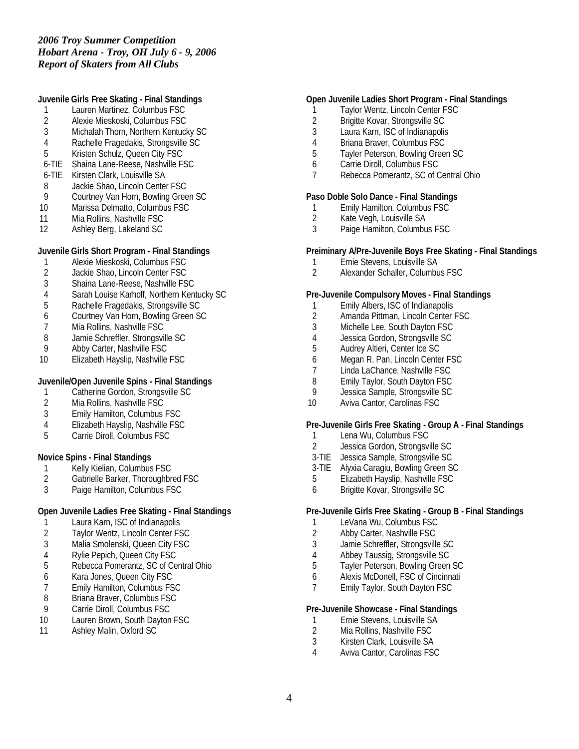*2006 Troy Summer Competition*
*Hobart Arena - Troy, OH July 6 - 9, 2006*
*Report of Skaters from All Clubs*

**Juvenile Girls Free Skating - Final Standings**

| | |
|---|---|
| 1 | Lauren Martinez, Columbus FSC |
| 2 | Alexie Mieskoski, Columbus FSC |
| 3 | Michalah Thorn, Northern Kentucky SC |
| 4 | Rachelle Fragedakis, Strongsville SC |
| 5 | Kristen Schulz, Queen City FSC |
| 6-TIE | Shaina Lane-Reese, Nashville FSC |
| 6-TIE | Kirsten Clark, Louisville SA |
| 8 | Jackie Shao, Lincoln Center FSC |
| 9 | Courtney Van Horn, Bowling Green SC |
| 10 | Marissa Delmatto, Columbus FSC |
| 11 | Mia Rollins, Nashville FSC |
| 12 | Ashley Berg, Lakeland SC |

**Juvenile Girls Short Program - Final Standings**

| | |
|---|---|
| 1 | Alexie Mieskoski, Columbus FSC |
| 2 | Jackie Shao, Lincoln Center FSC |
| 3 | Shaina Lane-Reese, Nashville FSC |
| 4 | Sarah Louise Karhoff, Northern Kentucky SC |
| 5 | Rachelle Fragedakis, Strongsville SC |
| 6 | Courtney Van Horn, Bowling Green SC |
| 7 | Mia Rollins, Nashville FSC |
| 8 | Jamie Schreffler, Strongsville SC |
| 9 | Abby Carter, Nashville FSC |
| 10 | Elizabeth Hayslip, Nashville FSC |

**Juvenile/Open Juvenile Spins - Final Standings**

| | |
|---|---|
| 1 | Catherine Gordon, Strongsville SC |
| 2 | Mia Rollins, Nashville FSC |
| 3 | Emily Hamilton, Columbus FSC |
| 4 | Elizabeth Hayslip, Nashville FSC |
| 5 | Carrie Diroll, Columbus FSC |

**Novice Spins - Final Standings**

| | |
|---|---|
| 1 | Kelly Kielian, Columbus FSC |
| 2 | Gabrielle Barker, Thoroughbred FSC |
| 3 | Paige Hamilton, Columbus FSC |

**Open Juvenile Ladies Free Skating - Final Standings**

| | |
|---|---|
| 1 | Laura Karn, ISC of Indianapolis |
| 2 | Taylor Wentz, Lincoln Center FSC |
| 3 | Malia Smolenski, Queen City FSC |
| 4 | Rylie Pepich, Queen City FSC |
| 5 | Rebecca Pomerantz, SC of Central Ohio |
| 6 | Kara Jones, Queen City FSC |
| 7 | Emily Hamilton, Columbus FSC |
| 8 | Briana Braver, Columbus FSC |
| 9 | Carrie Diroll, Columbus FSC |
| 10 | Lauren Brown, South Dayton FSC |
| 11 | Ashley Malin, Oxford SC |

**Open Juvenile Ladies Short Program - Final Standings**

| | |
|---|---|
| 1 | Taylor Wentz, Lincoln Center FSC |
| 2 | Brigitte Kovar, Strongsville SC |
| 3 | Laura Karn, ISC of Indianapolis |
| 4 | Briana Braver, Columbus FSC |
| 5 | Tayler Peterson, Bowling Green SC |
| 6 | Carrie Diroll, Columbus FSC |
| 7 | Rebecca Pomerantz, SC of Central Ohio |

**Paso Doble Solo Dance - Final Standings**

| | |
|---|---|
| 1 | Emily Hamilton, Columbus FSC |
| 2 | Kate Vegh, Louisville SA |
| 3 | Paige Hamilton, Columbus FSC |

**Preiminary A/Pre-Juvenile Boys Free Skating - Final Standings**

| | |
|---|---|
| 1 | Ernie Stevens, Louisville SA |
| 2 | Alexander Schaller, Columbus FSC |

**Pre-Juvenile Compulsory Moves - Final Standings**

| | |
|---|---|
| 1 | Emily Albers, ISC of Indianapolis |
| 2 | Amanda Pittman, Lincoln Center FSC |
| 3 | Michelle Lee, South Dayton FSC |
| 4 | Jessica Gordon, Strongsville SC |
| 5 | Audrey Altieri, Center Ice SC |
| 6 | Megan R. Pan, Lincoln Center FSC |
| 7 | Linda LaChance, Nashville FSC |
| 8 | Emily Taylor, South Dayton FSC |
| 9 | Jessica Sample, Strongsville SC |
| 10 | Aviva Cantor, Carolinas FSC |

**Pre-Juvenile Girls Free Skating - Group A - Final Standings**

| | |
|---|---|
| 1 | Lena Wu, Columbus FSC |
| 2 | Jessica Gordon, Strongsville SC |
| 3-TIE | Jessica Sample, Strongsville SC |
| 3-TIE | Alyxia Caragiu, Bowling Green SC |
| 5 | Elizabeth Hayslip, Nashville FSC |
| 6 | Brigitte Kovar, Strongsville SC |

**Pre-Juvenile Girls Free Skating - Group B - Final Standings**

| | |
|---|---|
| 1 | LeVana Wu, Columbus FSC |
| 2 | Abby Carter, Nashville FSC |
| 3 | Jamie Schreffler, Strongsville SC |
| 4 | Abbey Taussig, Strongsville SC |
| 5 | Tayler Peterson, Bowling Green SC |
| 6 | Alexis McDonell, FSC of Cincinnati |
| 7 | Emily Taylor, South Dayton FSC |

**Pre-Juvenile Showcase - Final Standings**

| | |
|---|---|
| 1 | Ernie Stevens, Louisville SA |
| 2 | Mia Rollins, Nashville FSC |
| 3 | Kirsten Clark, Louisville SA |
| 4 | Aviva Cantor, Carolinas FSC |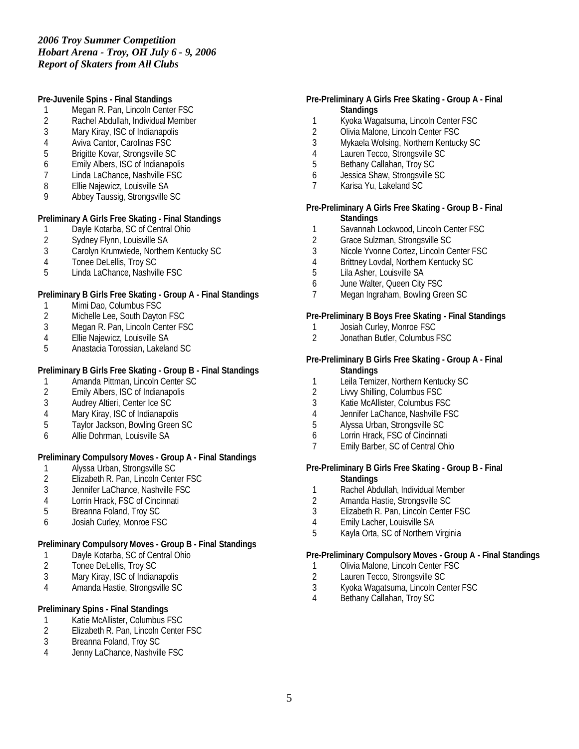*2006 Troy Summer Competition*
*Hobart Arena - Troy, OH July 6 - 9, 2006*
*Report of Skaters from All Clubs*

**Pre-Juvenile Spins - Final Standings**

1 Megan R. Pan, Lincoln Center FSC
2 Rachel Abdullah, Individual Member
3 Mary Kiray, ISC of Indianapolis
4 Aviva Cantor, Carolinas FSC
5 Brigitte Kovar, Strongsville SC
6 Emily Albers, ISC of Indianapolis
7 Linda LaChance, Nashville FSC
8 Ellie Najewicz, Louisville SA
9 Abbey Taussig, Strongsville SC

**Preliminary A Girls Free Skating - Final Standings**

1 Dayle Kotarba, SC of Central Ohio
2 Sydney Flynn, Louisville SA
3 Carolyn Krumwiede, Northern Kentucky SC
4 Tonee DeLellis, Troy SC
5 Linda LaChance, Nashville FSC

**Preliminary B Girls Free Skating - Group A - Final Standings**

1 Mimi Dao, Columbus FSC
2 Michelle Lee, South Dayton FSC
3 Megan R. Pan, Lincoln Center FSC
4 Ellie Najewicz, Louisville SA
5 Anastacia Torossian, Lakeland SC

**Preliminary B Girls Free Skating - Group B - Final Standings**

1 Amanda Pittman, Lincoln Center SC
2 Emily Albers, ISC of Indianapolis
3 Audrey Altieri, Center Ice SC
4 Mary Kiray, ISC of Indianapolis
5 Taylor Jackson, Bowling Green SC
6 Allie Dohrman, Louisville SA

**Preliminary Compulsory Moves - Group A - Final Standings**

1 Alyssa Urban, Strongsville SC
2 Elizabeth R. Pan, Lincoln Center FSC
3 Jennifer LaChance, Nashville FSC
4 Lorrin Hrack, FSC of Cincinnati
5 Breanna Foland, Troy SC
6 Josiah Curley, Monroe FSC

**Preliminary Compulsory Moves - Group B - Final Standings**

1 Dayle Kotarba, SC of Central Ohio
2 Tonee DeLellis, Troy SC
3 Mary Kiray, ISC of Indianapolis
4 Amanda Hastie, Strongsville SC

**Preliminary Spins - Final Standings**

1 Katie McAllister, Columbus FSC
2 Elizabeth R. Pan, Lincoln Center FSC
3 Breanna Foland, Troy SC
4 Jenny LaChance, Nashville FSC

**Pre-Preliminary A Girls Free Skating - Group A - Final Standings**

1 Kyoka Wagatsuma, Lincoln Center FSC
2 Olivia Malone, Lincoln Center FSC
3 Mykaela Wolsing, Northern Kentucky SC
4 Lauren Tecco, Strongsville SC
5 Bethany Callahan, Troy SC
6 Jessica Shaw, Strongsville SC
7 Karisa Yu, Lakeland SC

**Pre-Preliminary A Girls Free Skating - Group B - Final Standings**

1 Savannah Lockwood, Lincoln Center FSC
2 Grace Sulzman, Strongsville SC
3 Nicole Yvonne Cortez, Lincoln Center FSC
4 Brittney Lovdal, Northern Kentucky SC
5 Lila Asher, Louisville SA
6 June Walter, Queen City FSC
7 Megan Ingraham, Bowling Green SC

**Pre-Preliminary B Boys Free Skating - Final Standings**

1 Josiah Curley, Monroe FSC
2 Jonathan Butler, Columbus FSC

**Pre-Preliminary B Girls Free Skating - Group A - Final Standings**

1 Leila Temizer, Northern Kentucky SC
2 Livvy Shilling, Columbus FSC
3 Katie McAllister, Columbus FSC
4 Jennifer LaChance, Nashville FSC
5 Alyssa Urban, Strongsville SC
6 Lorrin Hrack, FSC of Cincinnati
7 Emily Barber, SC of Central Ohio

**Pre-Preliminary B Girls Free Skating - Group B - Final Standings**

1 Rachel Abdullah, Individual Member
2 Amanda Hastie, Strongsville SC
3 Elizabeth R. Pan, Lincoln Center FSC
4 Emily Lacher, Louisville SA
5 Kayla Orta, SC of Northern Virginia

**Pre-Preliminary Compulsory Moves - Group A - Final Standings**

1 Olivia Malone, Lincoln Center FSC
2 Lauren Tecco, Strongsville SC
3 Kyoka Wagatsuma, Lincoln Center FSC
4 Bethany Callahan, Troy SC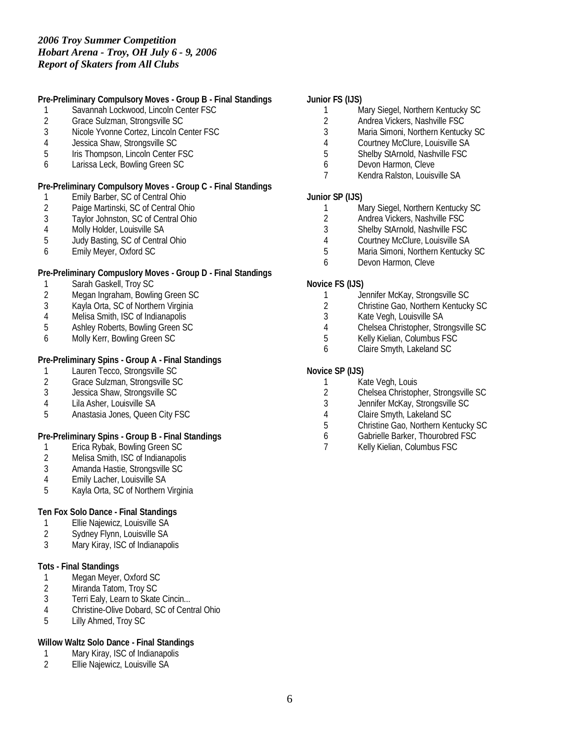*2006 Troy Summer Competition*
*Hobart Arena - Troy, OH July 6 - 9, 2006*
*Report of Skaters from All Clubs*

**Pre-Preliminary Compulsory Moves - Group B - Final Standings**

1 Savannah Lockwood, Lincoln Center FSC
2 Grace Sulzman, Strongsville SC
3 Nicole Yvonne Cortez, Lincoln Center FSC
4 Jessica Shaw, Strongsville SC
5 Iris Thompson, Lincoln Center FSC
6 Larissa Leck, Bowling Green SC

**Pre-Preliminary Compulsory Moves - Group C - Final Standings**

1 Emily Barber, SC of Central Ohio
2 Paige Martinski, SC of Central Ohio
3 Taylor Johnston, SC of Central Ohio
4 Molly Holder, Louisville SA
5 Judy Basting, SC of Central Ohio
6 Emily Meyer, Oxford SC

**Pre-Preliminary Compuslory Moves - Group D - Final Standings**

1 Sarah Gaskell, Troy SC
2 Megan Ingraham, Bowling Green SC
3 Kayla Orta, SC of Northern Virginia
4 Melisa Smith, ISC of Indianapolis
5 Ashley Roberts, Bowling Green SC
6 Molly Kerr, Bowling Green SC

**Pre-Preliminary Spins - Group A - Final Standings**

1 Lauren Tecco, Strongsville SC
2 Grace Sulzman, Strongsville SC
3 Jessica Shaw, Strongsville SC
4 Lila Asher, Louisville SA
5 Anastasia Jones, Queen City FSC

**Pre-Preliminary Spins - Group B - Final Standings**

1 Erica Rybak, Bowling Green SC
2 Melisa Smith, ISC of Indianapolis
3 Amanda Hastie, Strongsville SC
4 Emily Lacher, Louisville SA
5 Kayla Orta, SC of Northern Virginia

**Ten Fox Solo Dance - Final Standings**

1 Ellie Najewicz, Louisville SA
2 Sydney Flynn, Louisville SA
3 Mary Kiray, ISC of Indianapolis

**Tots - Final Standings**

1 Megan Meyer, Oxford SC
2 Miranda Tatom, Troy SC
3 Terri Ealy, Learn to Skate Cincin...
4 Christine-Olive Dobard, SC of Central Ohio
5 Lilly Ahmed, Troy SC

**Willow Waltz Solo Dance - Final Standings**

1 Mary Kiray, ISC of Indianapolis
2 Ellie Najewicz, Louisville SA

**Junior FS (IJS)**

1 Mary Siegel, Northern Kentucky SC
2 Andrea Vickers, Nashville FSC
3 Maria Simoni, Northern Kentucky SC
4 Courtney McClure, Louisville SA
5 Shelby StArnold, Nashville FSC
6 Devon Harmon, Cleve
7 Kendra Ralston, Louisville SA

**Junior SP (IJS)**

1 Mary Siegel, Northern Kentucky SC
2 Andrea Vickers, Nashville FSC
3 Shelby StArnold, Nashville FSC
4 Courtney McClure, Louisville SA
5 Maria Simoni, Northern Kentucky SC
6 Devon Harmon, Cleve

**Novice FS (IJS)**

1 Jennifer McKay, Strongsville SC
2 Christine Gao, Northern Kentucky SC
3 Kate Vegh, Louisville SA
4 Chelsea Christopher, Strongsville SC
5 Kelly Kielian, Columbus FSC
6 Claire Smyth, Lakeland SC

**Novice SP (IJS)**

1 Kate Vegh, Louis
2 Chelsea Christopher, Strongsville SC
3 Jennifer McKay, Strongsville SC
4 Claire Smyth, Lakeland SC
5 Christine Gao, Northern Kentucky SC
6 Gabrielle Barker, Thourobred FSC
7 Kelly Kielian, Columbus FSC